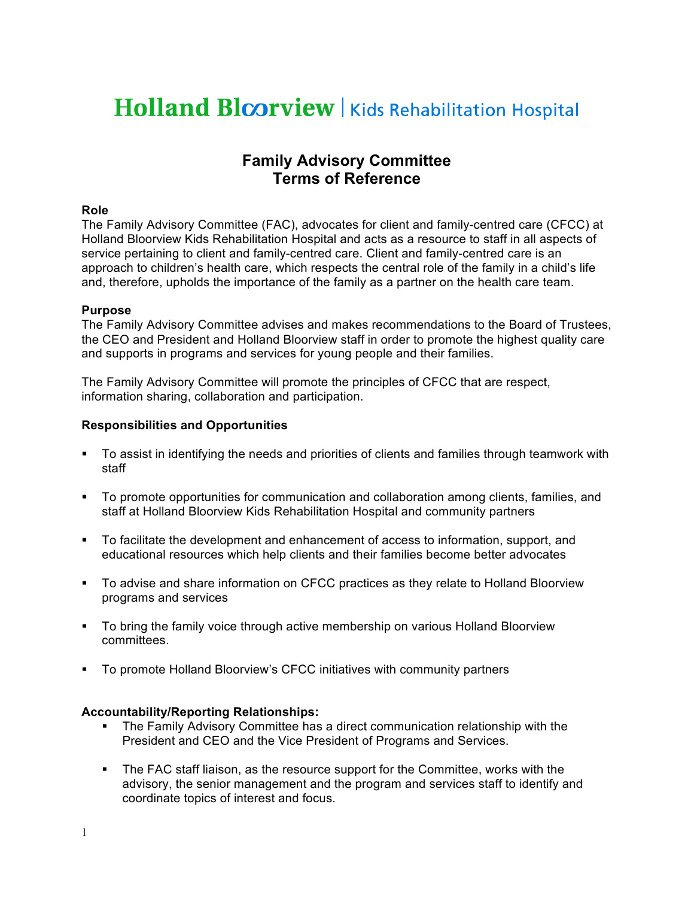# Holland Bloorview | Kids Rehabilitation Hospital

## Family Advisory Committee
## Terms of Reference

**Role**

The Family Advisory Committee (FAC), advocates for client and family-centred care (CFCC) at Holland Bloorview Kids Rehabilitation Hospital and acts as a resource to staff in all aspects of service pertaining to client and family-centred care. Client and family-centred care is an approach to children's health care, which respects the central role of the family in a child's life and, therefore, upholds the importance of the family as a partner on the health care team.

**Purpose**

The Family Advisory Committee advises and makes recommendations to the Board of Trustees, the CEO and President and Holland Bloorview staff in order to promote the highest quality care and supports in programs and services for young people and their families.

The Family Advisory Committee will promote the principles of CFCC that are respect, information sharing, collaboration and participation.

**Responsibilities and Opportunities**

- To assist in identifying the needs and priorities of clients and families through teamwork with staff
- To promote opportunities for communication and collaboration among clients, families, and staff at Holland Bloorview Kids Rehabilitation Hospital and community partners
- To facilitate the development and enhancement of access to information, support, and educational resources which help clients and their families become better advocates
- To advise and share information on CFCC practices as they relate to Holland Bloorview programs and services
- To bring the family voice through active membership on various Holland Bloorview committees.
- To promote Holland Bloorview's CFCC initiatives with community partners

**Accountability/Reporting Relationships:**

- The Family Advisory Committee has a direct communication relationship with the President and CEO and the Vice President of Programs and Services.
- The FAC staff liaison, as the resource support for the Committee, works with the advisory, the senior management and the program and services staff to identify and coordinate topics of interest and focus.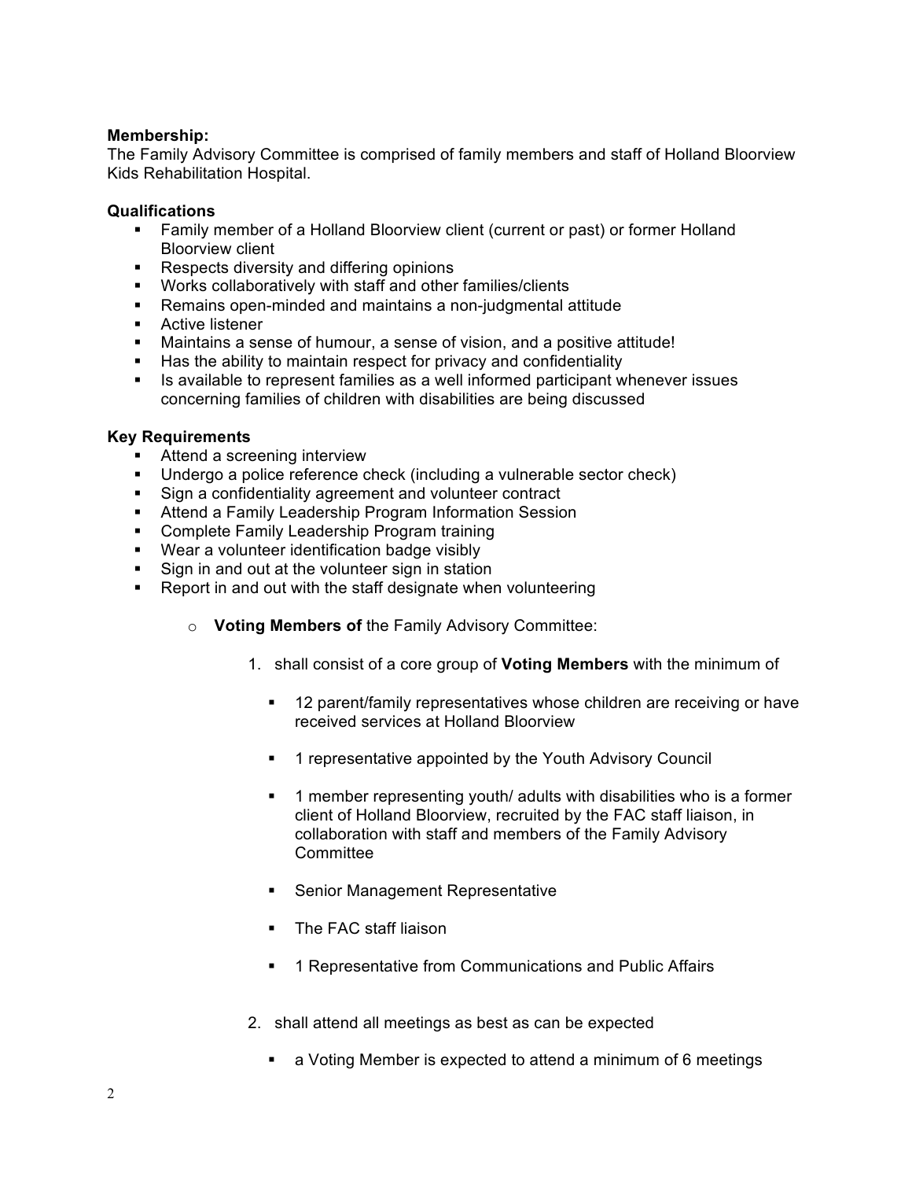**Membership:**
The Family Advisory Committee is comprised of family members and staff of Holland Bloorview Kids Rehabilitation Hospital.

**Qualifications**

- Family member of a Holland Bloorview client (current or past) or former Holland Bloorview client
- Respects diversity and differing opinions
- Works collaboratively with staff and other families/clients
- Remains open-minded and maintains a non-judgmental attitude
- Active listener
- Maintains a sense of humour, a sense of vision, and a positive attitude!
- Has the ability to maintain respect for privacy and confidentiality
- Is available to represent families as a well informed participant whenever issues concerning families of children with disabilities are being discussed

**Key Requirements**

- Attend a screening interview
- Undergo a police reference check (including a vulnerable sector check)
- Sign a confidentiality agreement and volunteer contract
- Attend a Family Leadership Program Information Session
- Complete Family Leadership Program training
- Wear a volunteer identification badge visibly
- Sign in and out at the volunteer sign in station
- Report in and out with the staff designate when volunteering

    - **Voting Members of** the Family Advisory Committee:

        1. shall consist of a core group of **Voting Members** with the minimum of

            - 12 parent/family representatives whose children are receiving or have received services at Holland Bloorview
            - 1 representative appointed by the Youth Advisory Council
            - 1 member representing youth/ adults with disabilities who is a former client of Holland Bloorview, recruited by the FAC staff liaison, in collaboration with staff and members of the Family Advisory Committee
            - Senior Management Representative
            - The FAC staff liaison
            - 1 Representative from Communications and Public Affairs

        2. shall attend all meetings as best as can be expected

            - a Voting Member is expected to attend a minimum of 6 meetings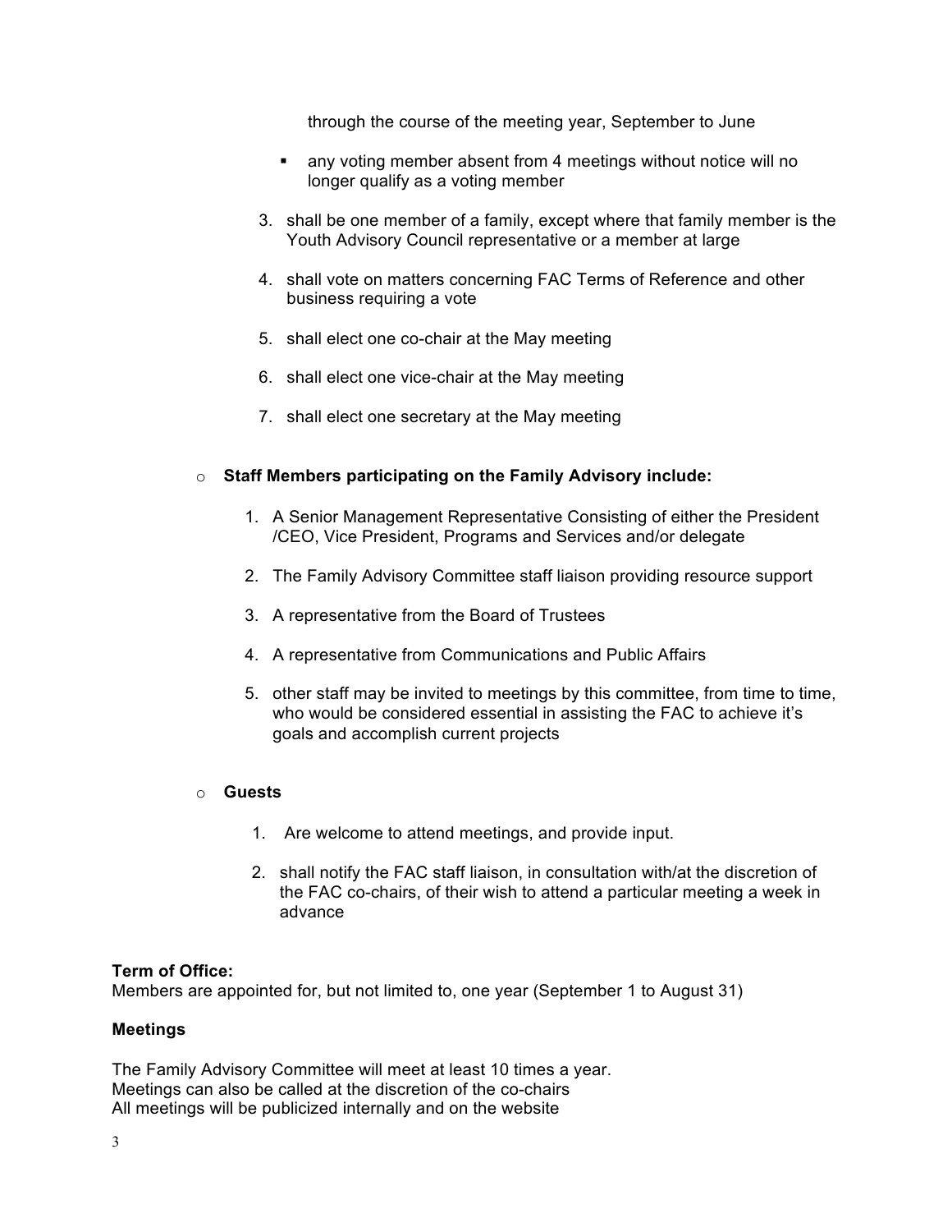through the course of the meeting year, September to June

- any voting member absent from 4 meetings without notice will no longer qualify as a voting member

3. shall be one member of a family, except where that family member is the Youth Advisory Council representative or a member at large
4. shall vote on matters concerning FAC Terms of Reference and other business requiring a vote
5. shall elect one co-chair at the May meeting
6. shall elect one vice-chair at the May meeting
7. shall elect one secretary at the May meeting

- **Staff Members participating on the Family Advisory include:**

  1. A Senior Management Representative Consisting of either the President /CEO, Vice President, Programs and Services and/or delegate
  2. The Family Advisory Committee staff liaison providing resource support
  3. A representative from the Board of Trustees
  4. A representative from Communications and Public Affairs
  5. other staff may be invited to meetings by this committee, from time to time, who would be considered essential in assisting the FAC to achieve it's goals and accomplish current projects

- **Guests**

  1. Are welcome to attend meetings, and provide input.
  2. shall notify the FAC staff liaison, in consultation with/at the discretion of the FAC co-chairs, of their wish to attend a particular meeting a week in advance

**Term of Office:**
Members are appointed for, but not limited to, one year (September 1 to August 31)

**Meetings**

The Family Advisory Committee will meet at least 10 times a year.
Meetings can also be called at the discretion of the co-chairs
All meetings will be publicized internally and on the website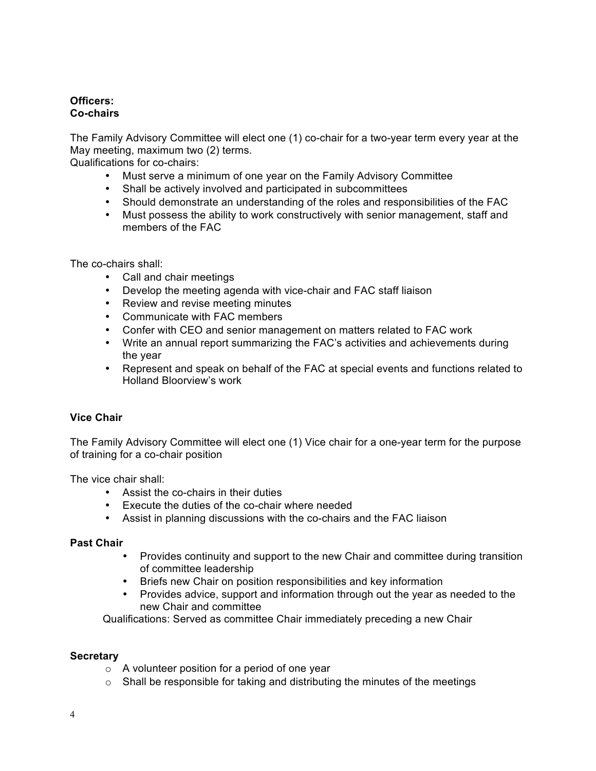**Officers:**
**Co-chairs**

The Family Advisory Committee will elect one (1) co-chair for a two-year term every year at the May meeting, maximum two (2) terms.
Qualifications for co-chairs:

- Must serve a minimum of one year on the Family Advisory Committee
- Shall be actively involved and participated in subcommittees
- Should demonstrate an understanding of the roles and responsibilities of the FAC
- Must possess the ability to work constructively with senior management, staff and members of the FAC

The co-chairs shall:

- Call and chair meetings
- Develop the meeting agenda with vice-chair and FAC staff liaison
- Review and revise meeting minutes
- Communicate with FAC members
- Confer with CEO and senior management on matters related to FAC work
- Write an annual report summarizing the FAC's activities and achievements during the year
- Represent and speak on behalf of the FAC at special events and functions related to Holland Bloorview's work

**Vice Chair**

The Family Advisory Committee will elect one (1) Vice chair for a one-year term for the purpose of training for a co-chair position

The vice chair shall:

- Assist the co-chairs in their duties
- Execute the duties of the co-chair where needed
- Assist in planning discussions with the co-chairs and the FAC liaison

**Past Chair**

- Provides continuity and support to the new Chair and committee during transition of committee leadership
- Briefs new Chair on position responsibilities and key information
- Provides advice, support and information through out the year as needed to the new Chair and committee

Qualifications: Served as committee Chair immediately preceding a new Chair

**Secretary**

- A volunteer position for a period of one year
- Shall be responsible for taking and distributing the minutes of the meetings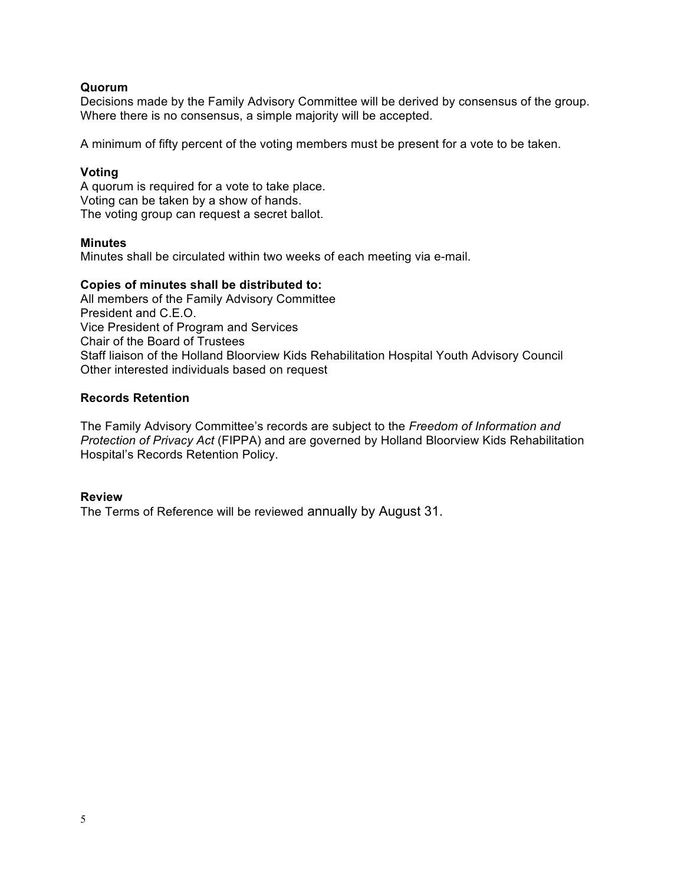**Quorum**
Decisions made by the Family Advisory Committee will be derived by consensus of the group. Where there is no consensus, a simple majority will be accepted.

A minimum of fifty percent of the voting members must be present for a vote to be taken.

**Voting**
A quorum is required for a vote to take place.
Voting can be taken by a show of hands.
The voting group can request a secret ballot.

**Minutes**
Minutes shall be circulated within two weeks of each meeting via e-mail.

**Copies of minutes shall be distributed to:**
All members of the Family Advisory Committee
President and C.E.O.
Vice President of Program and Services
Chair of the Board of Trustees
Staff liaison of the Holland Bloorview Kids Rehabilitation Hospital Youth Advisory Council
Other interested individuals based on request

**Records Retention**

The Family Advisory Committee's records are subject to the *Freedom of Information and Protection of Privacy Act* (FIPPA) and are governed by Holland Bloorview Kids Rehabilitation Hospital's Records Retention Policy.

**Review**
The Terms of Reference will be reviewed annually by August 31.